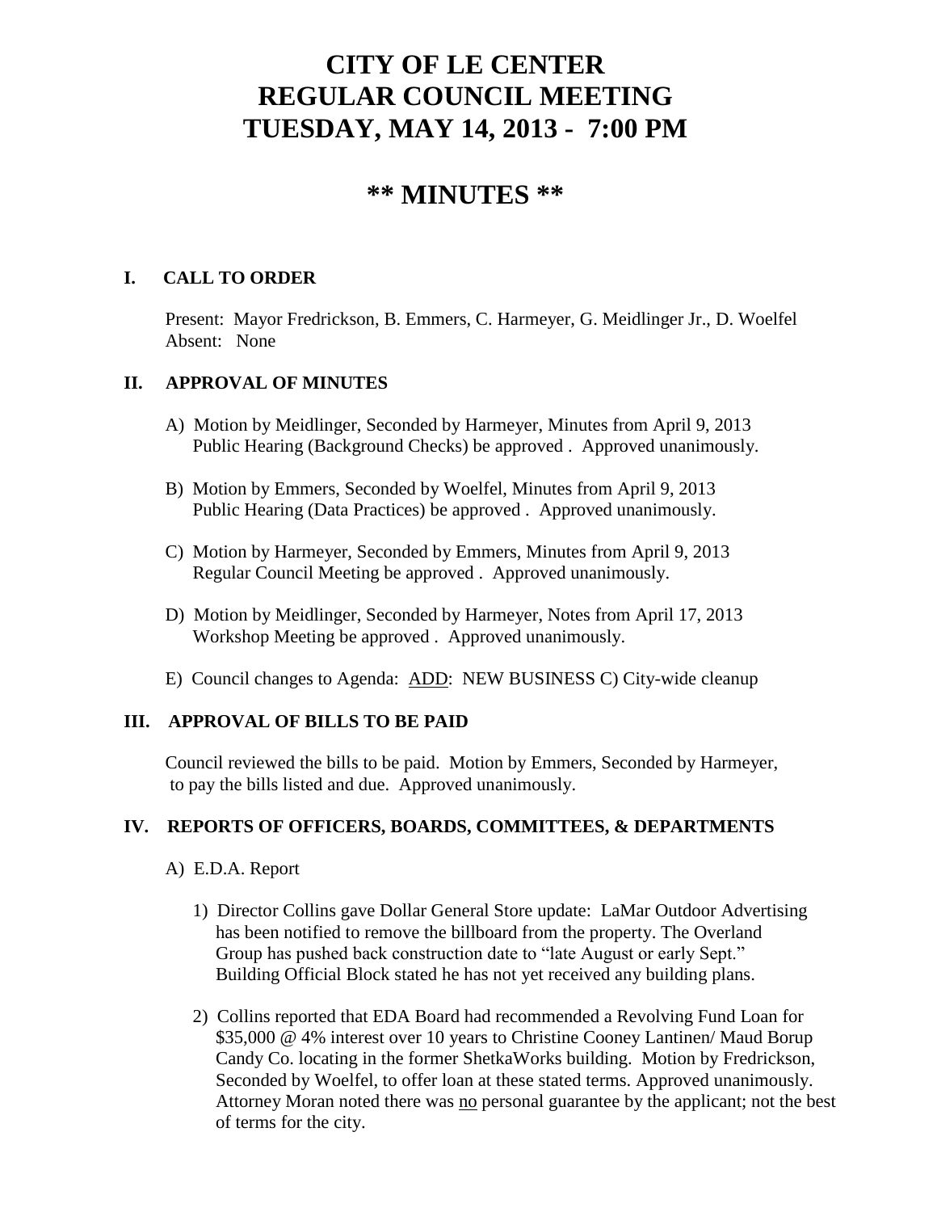# CITY OF LE CENTER
# REGULAR COUNCIL MEETING
# TUESDAY, MAY 14, 2013 - 7:00 PM

## ** MINUTES **

### I. CALL TO ORDER

Present: Mayor Fredrickson, B. Emmers, C. Harmeyer, G. Meidlinger Jr., D. Woelfel
Absent: None

### II. APPROVAL OF MINUTES

A) Motion by Meidlinger, Seconded by Harmeyer, Minutes from April 9, 2013 Public Hearing (Background Checks) be approved . Approved unanimously.

B) Motion by Emmers, Seconded by Woelfel, Minutes from April 9, 2013 Public Hearing (Data Practices) be approved . Approved unanimously.

C) Motion by Harmeyer, Seconded by Emmers, Minutes from April 9, 2013 Regular Council Meeting be approved . Approved unanimously.

D) Motion by Meidlinger, Seconded by Harmeyer, Notes from April 17, 2013 Workshop Meeting be approved . Approved unanimously.

E) Council changes to Agenda: <u>ADD</u>: NEW BUSINESS C) City-wide cleanup

### III. APPROVAL OF BILLS TO BE PAID

Council reviewed the bills to be paid. Motion by Emmers, Seconded by Harmeyer, to pay the bills listed and due. Approved unanimously.

### IV. REPORTS OF OFFICERS, BOARDS, COMMITTEES, & DEPARTMENTS

A) E.D.A. Report

1) Director Collins gave Dollar General Store update: LaMar Outdoor Advertising has been notified to remove the billboard from the property. The Overland Group has pushed back construction date to "late August or early Sept." Building Official Block stated he has not yet received any building plans.

2) Collins reported that EDA Board had recommended a Revolving Fund Loan for \$35,000 @ 4% interest over 10 years to Christine Cooney Lantinen/ Maud Borup Candy Co. locating in the former ShetkaWorks building. Motion by Fredrickson, Seconded by Woelfel, to offer loan at these stated terms. Approved unanimously. Attorney Moran noted there was <u>no</u> personal guarantee by the applicant; not the best of terms for the city.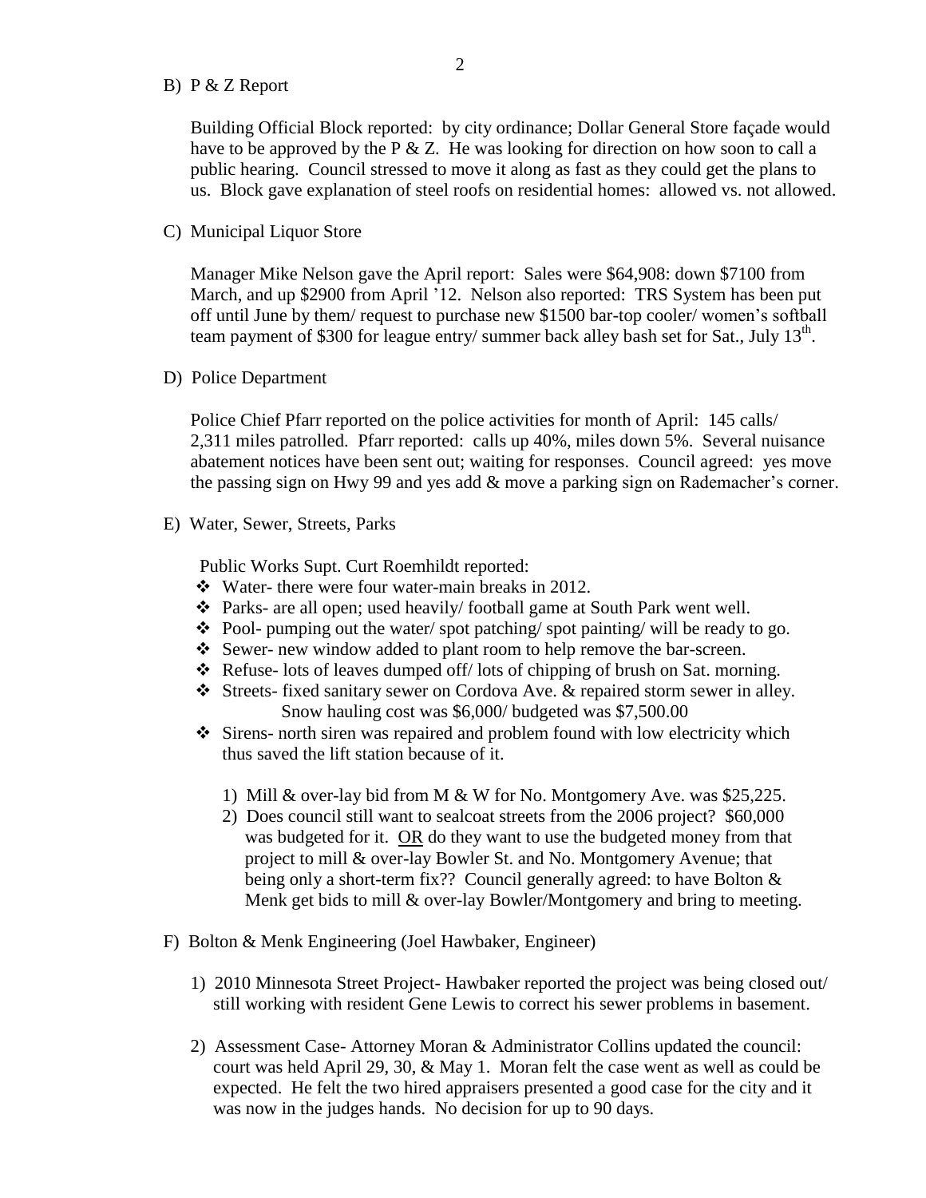B) P & Z Report

Building Official Block reported: by city ordinance; Dollar General Store façade would have to be approved by the P & Z. He was looking for direction on how soon to call a public hearing. Council stressed to move it along as fast as they could get the plans to us. Block gave explanation of steel roofs on residential homes: allowed vs. not allowed.

C) Municipal Liquor Store

Manager Mike Nelson gave the April report: Sales were $64,908: down $7100 from March, and up $2900 from April '12. Nelson also reported: TRS System has been put off until June by them/ request to purchase new $1500 bar-top cooler/ women's softball team payment of $300 for league entry/ summer back alley bash set for Sat., July 13th.

D) Police Department

Police Chief Pfarr reported on the police activities for month of April: 145 calls/ 2,311 miles patrolled. Pfarr reported: calls up 40%, miles down 5%. Several nuisance abatement notices have been sent out; waiting for responses. Council agreed: yes move the passing sign on Hwy 99 and yes add & move a parking sign on Rademacher's corner.

E) Water, Sewer, Streets, Parks

Public Works Supt. Curt Roemhildt reported:

- Water- there were four water-main breaks in 2012.
- Parks- are all open; used heavily/ football game at South Park went well.
- Pool- pumping out the water/ spot patching/ spot painting/ will be ready to go.
- Sewer- new window added to plant room to help remove the bar-screen.
- Refuse- lots of leaves dumped off/ lots of chipping of brush on Sat. morning.
- Streets- fixed sanitary sewer on Cordova Ave. & repaired storm sewer in alley. Snow hauling cost was $6,000/ budgeted was $7,500.00
- Sirens- north siren was repaired and problem found with low electricity which thus saved the lift station because of it.

  1) Mill & over-lay bid from M & W for No. Montgomery Ave. was $25,225.
  2) Does council still want to sealcoat streets from the 2006 project? $60,000 was budgeted for it. OR do they want to use the budgeted money from that project to mill & over-lay Bowler St. and No. Montgomery Avenue; that being only a short-term fix?? Council generally agreed: to have Bolton & Menk get bids to mill & over-lay Bowler/Montgomery and bring to meeting.

F) Bolton & Menk Engineering (Joel Hawbaker, Engineer)

1) 2010 Minnesota Street Project- Hawbaker reported the project was being closed out/ still working with resident Gene Lewis to correct his sewer problems in basement.

2) Assessment Case- Attorney Moran & Administrator Collins updated the council: court was held April 29, 30, & May 1. Moran felt the case went as well as could be expected. He felt the two hired appraisers presented a good case for the city and it was now in the judges hands. No decision for up to 90 days.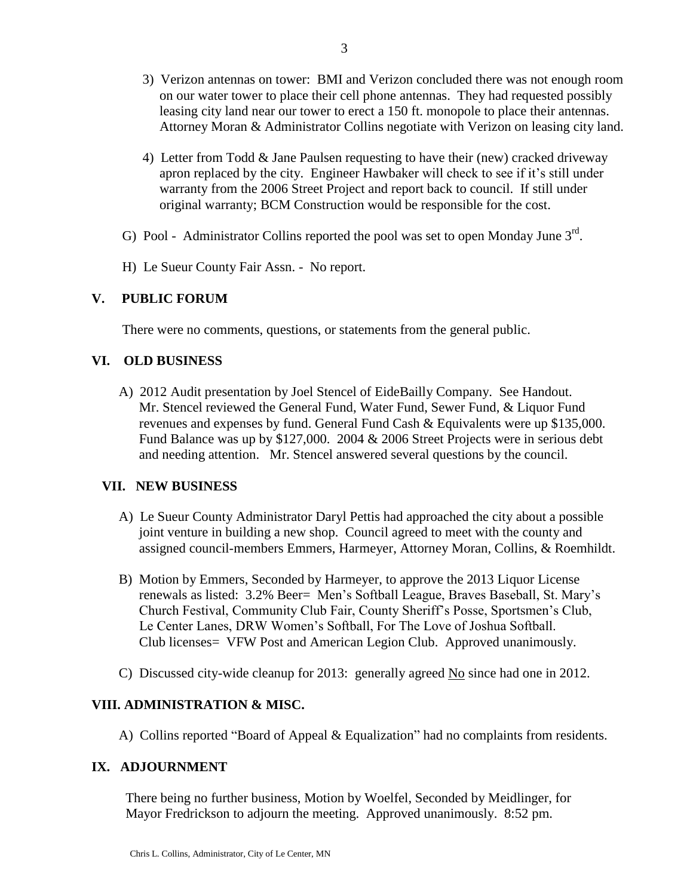3) Verizon antennas on tower: BMI and Verizon concluded there was not enough room on our water tower to place their cell phone antennas. They had requested possibly leasing city land near our tower to erect a 150 ft. monopole to place their antennas. Attorney Moran & Administrator Collins negotiate with Verizon on leasing city land.

4) Letter from Todd & Jane Paulsen requesting to have their (new) cracked driveway apron replaced by the city. Engineer Hawbaker will check to see if it's still under warranty from the 2006 Street Project and report back to council. If still under original warranty; BCM Construction would be responsible for the cost.

G) Pool - Administrator Collins reported the pool was set to open Monday June 3rd.

H) Le Sueur County Fair Assn. - No report.

## V. PUBLIC FORUM

There were no comments, questions, or statements from the general public.

## VI. OLD BUSINESS

A) 2012 Audit presentation by Joel Stencel of EideBailly Company. See Handout. Mr. Stencel reviewed the General Fund, Water Fund, Sewer Fund, & Liquor Fund revenues and expenses by fund. General Fund Cash & Equivalents were up $135,000. Fund Balance was up by $127,000. 2004 & 2006 Street Projects were in serious debt and needing attention. Mr. Stencel answered several questions by the council.

## VII. NEW BUSINESS

A) Le Sueur County Administrator Daryl Pettis had approached the city about a possible joint venture in building a new shop. Council agreed to meet with the county and assigned council-members Emmers, Harmeyer, Attorney Moran, Collins, & Roemhildt.

B) Motion by Emmers, Seconded by Harmeyer, to approve the 2013 Liquor License renewals as listed: 3.2% Beer= Men's Softball League, Braves Baseball, St. Mary's Church Festival, Community Club Fair, County Sheriff's Posse, Sportsmen's Club, Le Center Lanes, DRW Women's Softball, For The Love of Joshua Softball. Club licenses= VFW Post and American Legion Club. Approved unanimously.

C) Discussed city-wide cleanup for 2013: generally agreed No since had one in 2012.

## VIII. ADMINISTRATION & MISC.

A) Collins reported "Board of Appeal & Equalization" had no complaints from residents.

## IX. ADJOURNMENT

There being no further business, Motion by Woelfel, Seconded by Meidlinger, for Mayor Fredrickson to adjourn the meeting. Approved unanimously. 8:52 pm.

Chris L. Collins, Administrator, City of Le Center, MN